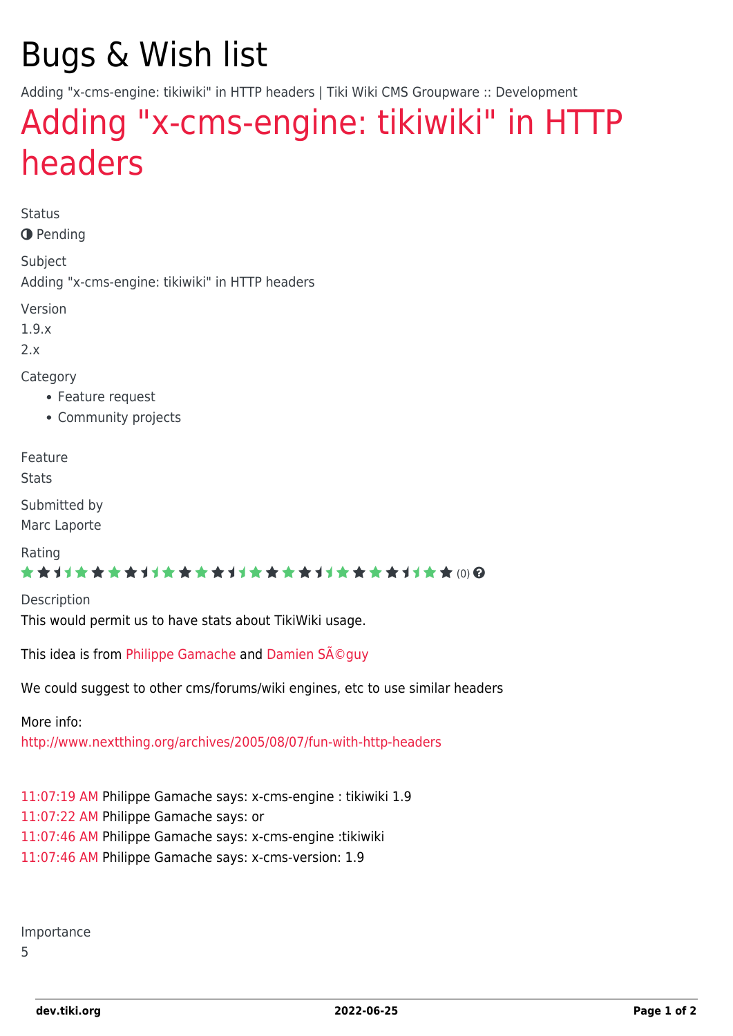# Bugs & Wish list

Adding "x-cms-engine: tikiwiki" in HTTP headers | Tiki Wiki CMS Groupware :: Development

## Adding "x-cms-engine: tikiwiki" in HTTP headers

Status

Pending

Subject

Adding "x-cms-engine: tikiwiki" in HTTP headers

Version

1.9.x

2.x

Category

- Feature request
- Community projects

Feature

Stats

Submitted by

Marc Laporte

Rating

(0)

Description

This would permit us to have stats about TikiWiki usage.

This idea is from Philippe Gamache and Damien SÃ©guy

We could suggest to other cms/forums/wiki engines, etc to use similar headers

More info:
http://www.nextthing.org/archives/2005/08/07/fun-with-http-headers

11:07:19 AM Philippe Gamache says: x-cms-engine : tikiwiki 1.9
11:07:22 AM Philippe Gamache says: or
11:07:46 AM Philippe Gamache says: x-cms-engine :tikiwiki
11:07:46 AM Philippe Gamache says: x-cms-version: 1.9

Importance

5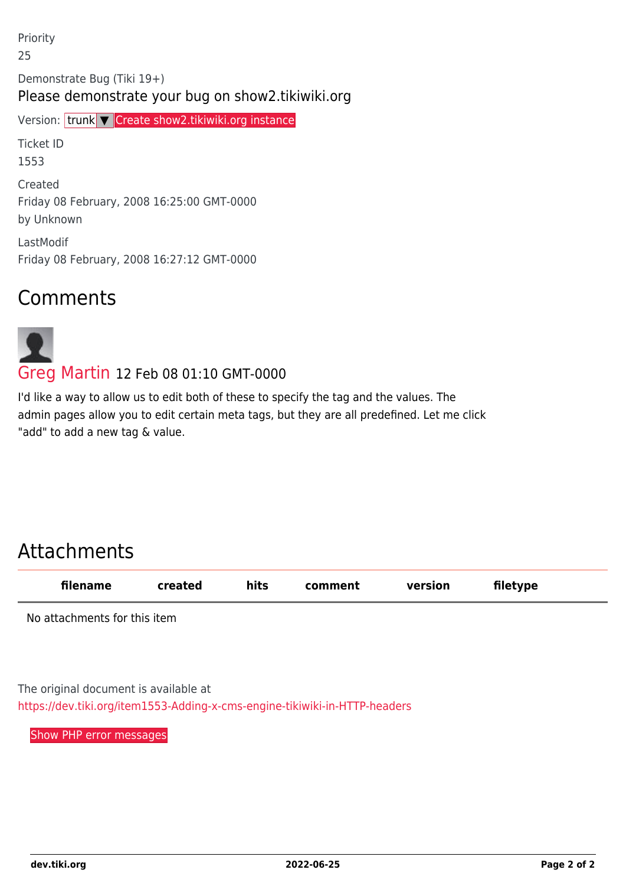Priority
25

Demonstrate Bug (Tiki 19+)

Please demonstrate your bug on show2.tikiwiki.org

Version: trunk ▼ Create show2.tikiwiki.org instance

Ticket ID
1553

Created
Friday 08 February, 2008 16:25:00 GMT-0000
by Unknown

LastModif
Friday 08 February, 2008 16:27:12 GMT-0000

## Comments

Greg Martin 12 Feb 08 01:10 GMT-0000

I'd like a way to allow us to edit both of these to specify the tag and the values. The admin pages allow you to edit certain meta tags, but they are all predefined. Let me click "add" to add a new tag & value.

## Attachments

| filename | created | hits | comment | version | filetype |
|---|---|---|---|---|---|
| No attachments for this item | | | | | |

The original document is available at
https://dev.tiki.org/item1553-Adding-x-cms-engine-tikiwiki-in-HTTP-headers

Show PHP error messages